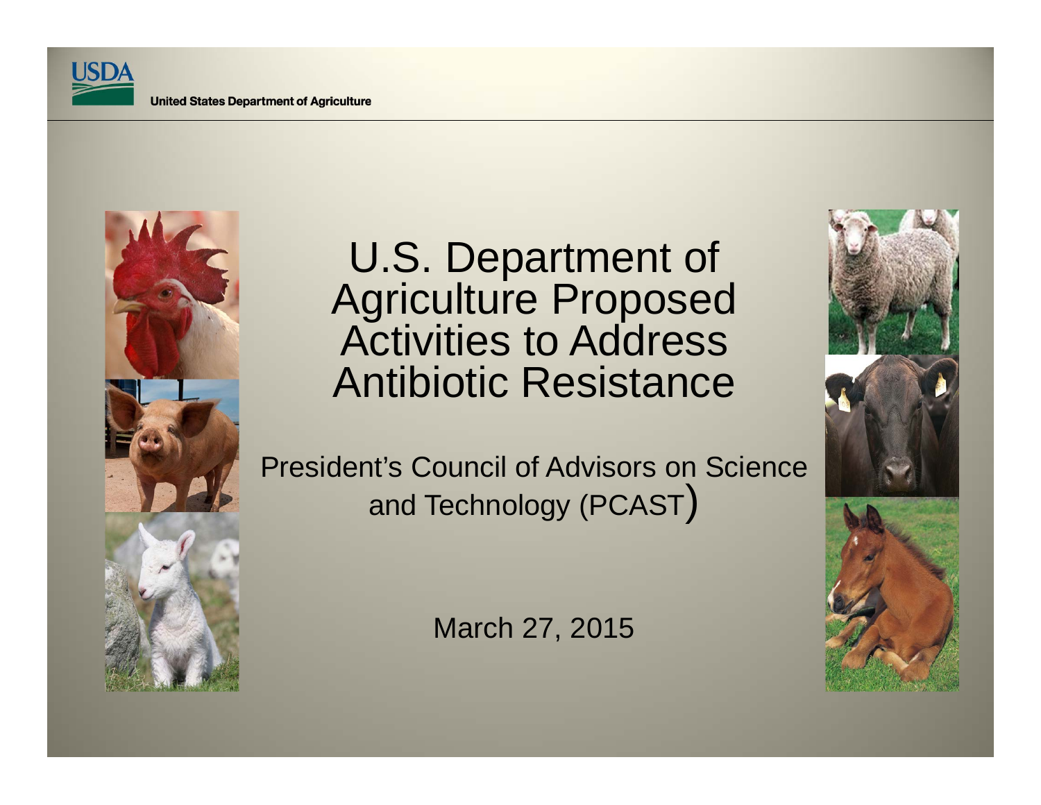USDA

United States Department of Agriculture

# U.S. Department of Agriculture Proposed Activities to Address Antibiotic Resistance

President's Council of Advisors on Science and Technology (PCAST)

March 27, 2015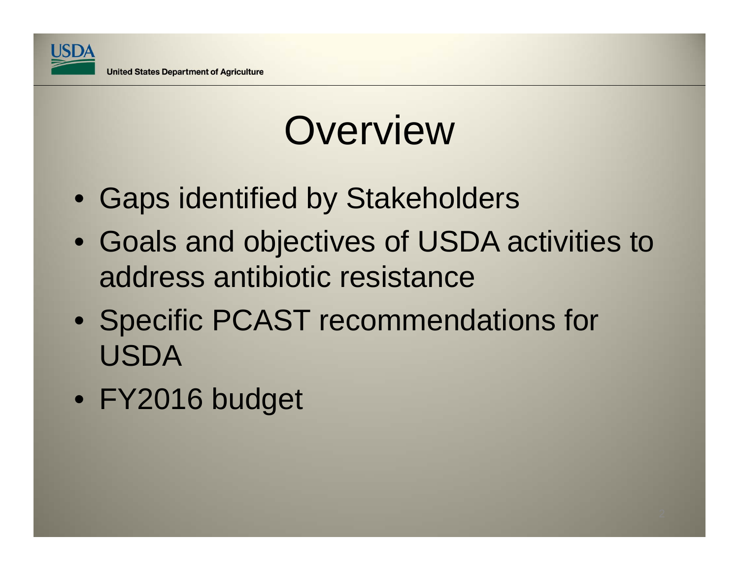# Overview

- Gaps identified by Stakeholders
- Goals and objectives of USDA activities to address antibiotic resistance
- Specific PCAST recommendations for USDA
- FY2016 budget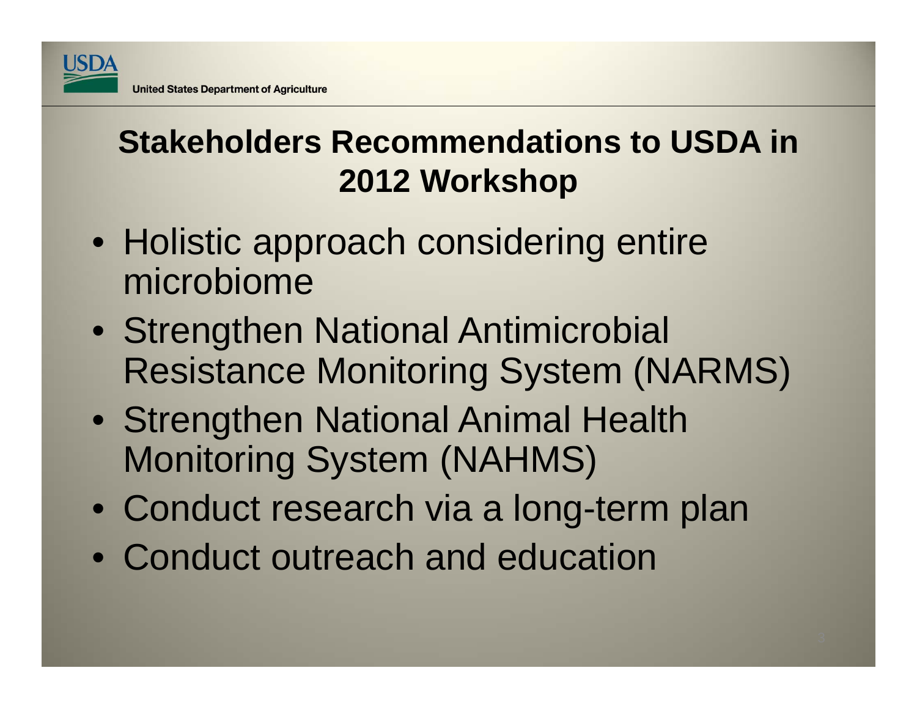# Stakeholders Recommendations to USDA in 2012 Workshop

- Holistic approach considering entire microbiome
- Strengthen National Antimicrobial Resistance Monitoring System (NARMS)
- Strengthen National Animal Health Monitoring System (NAHMS)
- Conduct research via a long-term plan
- Conduct outreach and education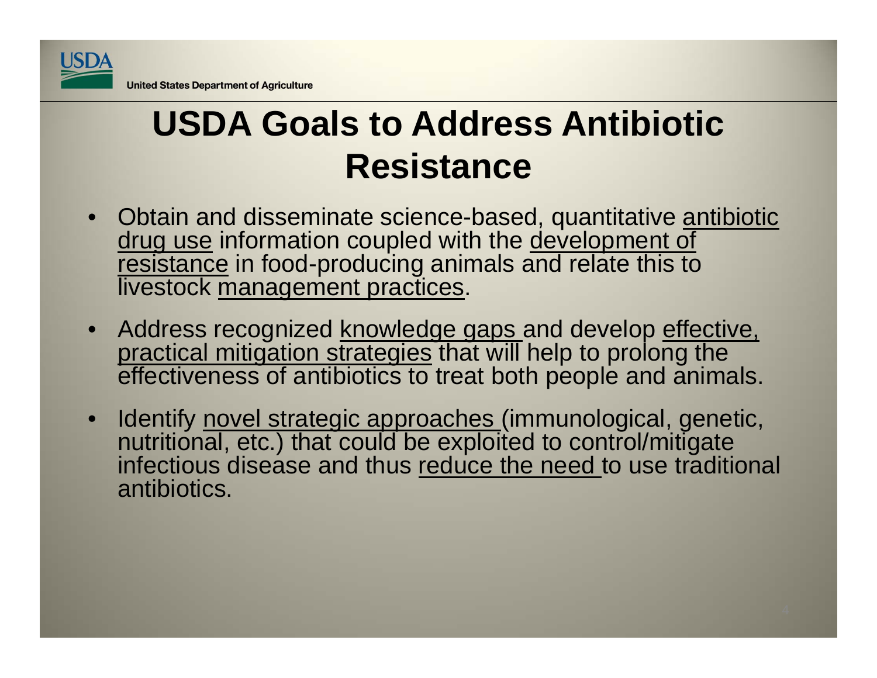# USDA Goals to Address Antibiotic Resistance

- Obtain and disseminate science-based, quantitative antibiotic drug use information coupled with the development of resistance in food-producing animals and relate this to livestock management practices.
- Address recognized knowledge gaps and develop effective, practical mitigation strategies that will help to prolong the effectiveness of antibiotics to treat both people and animals.
- Identify novel strategic approaches (immunological, genetic, nutritional, etc.) that could be exploited to control/mitigate infectious disease and thus reduce the need to use traditional antibiotics.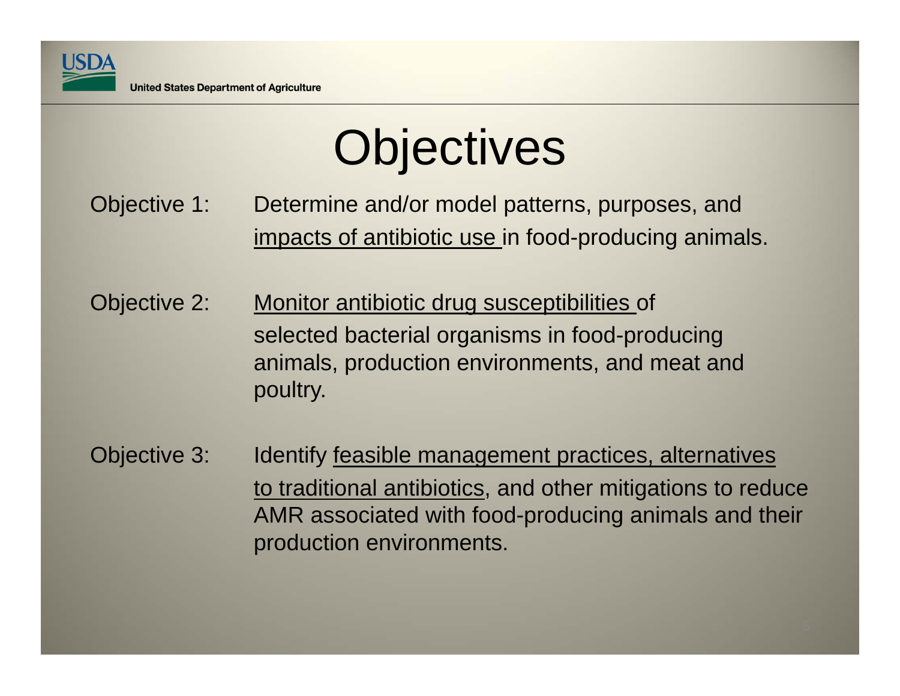# Objectives

Objective 1: Determine and/or model patterns, purposes, and impacts of antibiotic use in food-producing animals.

Objective 2: Monitor antibiotic drug susceptibilities of selected bacterial organisms in food-producing animals, production environments, and meat and poultry.

Objective 3: Identify feasible management practices, alternatives to traditional antibiotics, and other mitigations to reduce AMR associated with food-producing animals and their production environments.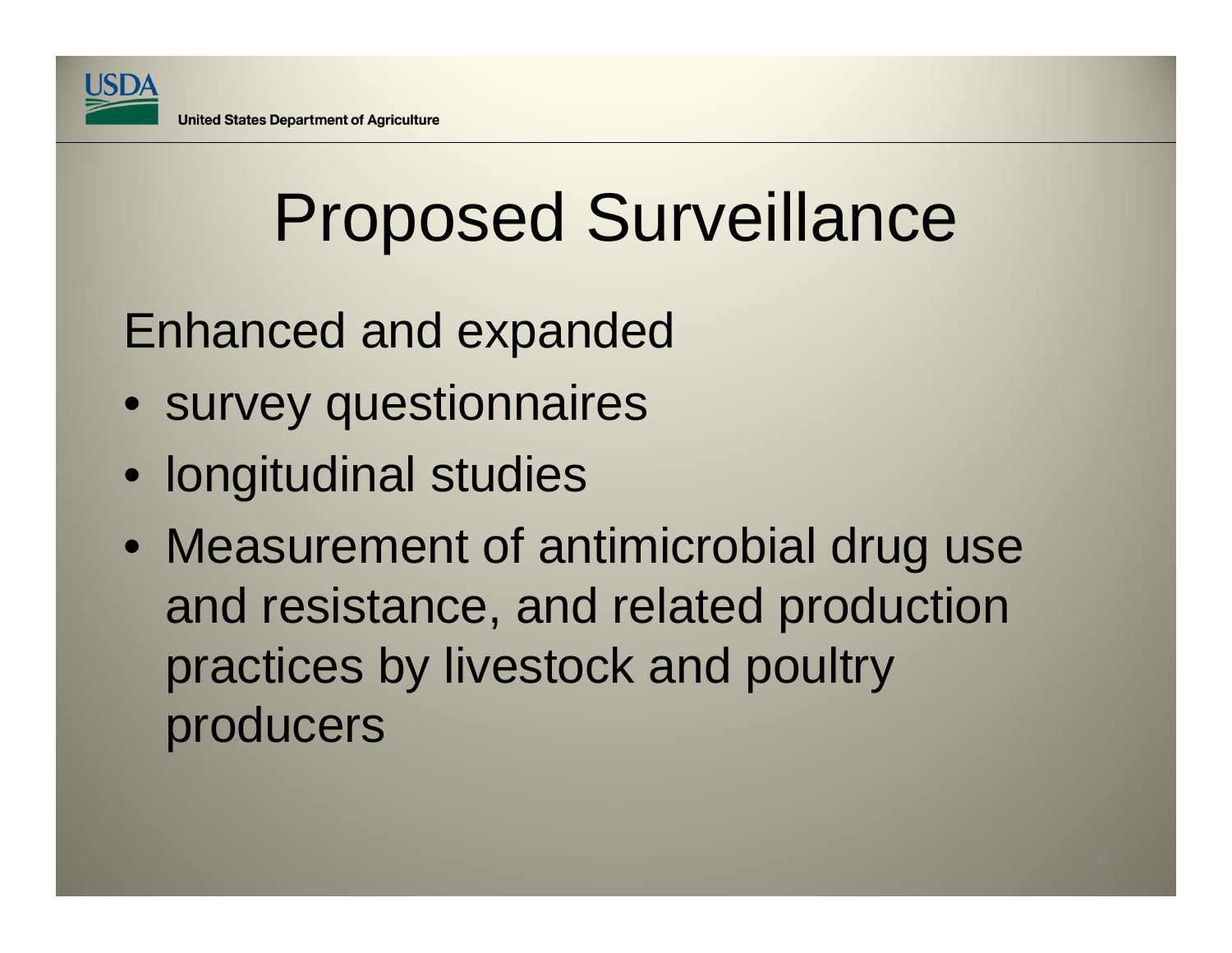# Proposed Surveillance

Enhanced and expanded

- survey questionnaires
- longitudinal studies
- Measurement of antimicrobial drug use and resistance, and related production practices by livestock and poultry producers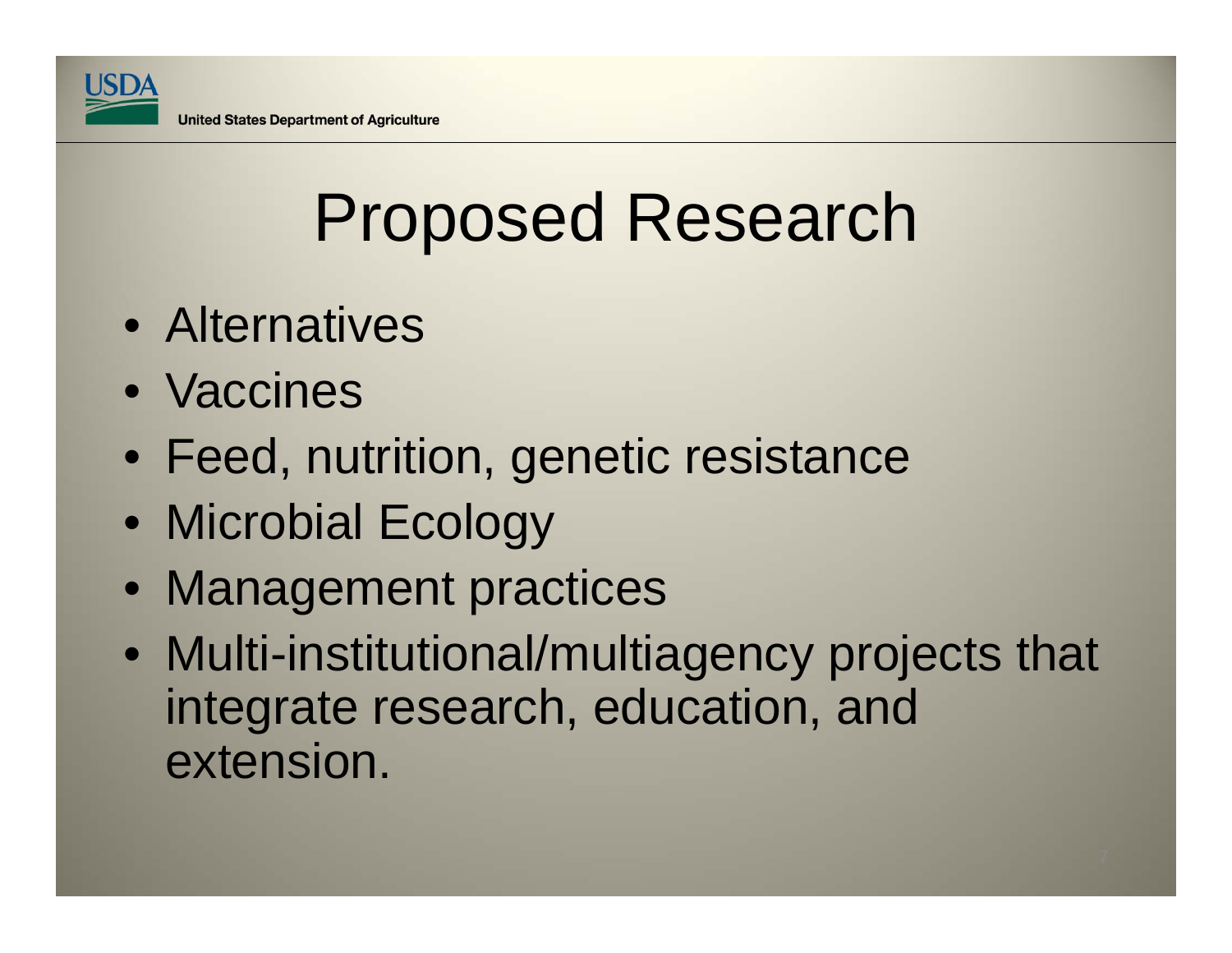# Proposed Research

- Alternatives
- Vaccines
- Feed, nutrition, genetic resistance
- Microbial Ecology
- Management practices
- Multi-institutional/multiagency projects that integrate research, education, and extension.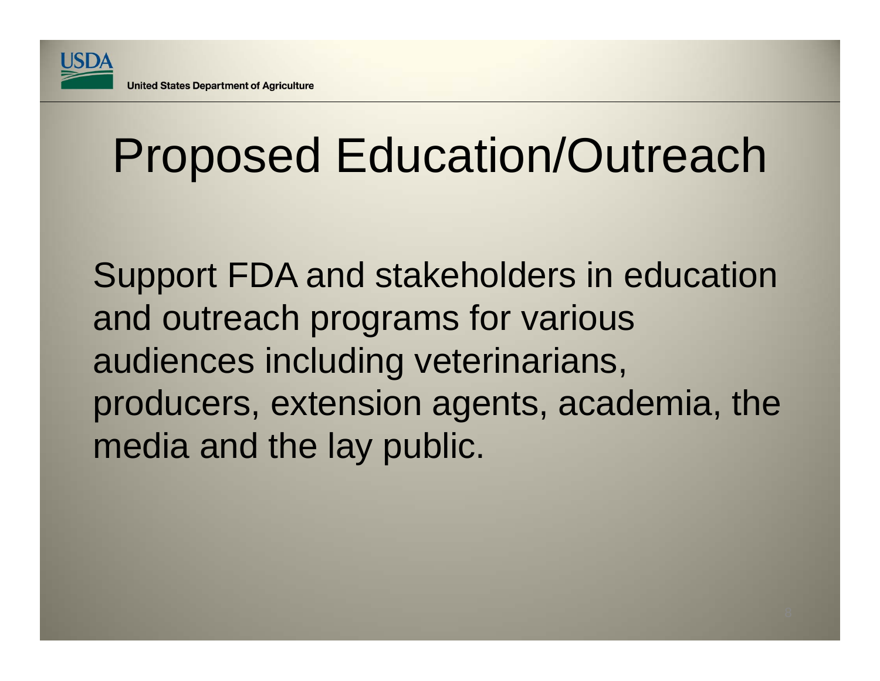# Proposed Education/Outreach

Support FDA and stakeholders in education and outreach programs for various audiences including veterinarians, producers, extension agents, academia, the media and the lay public.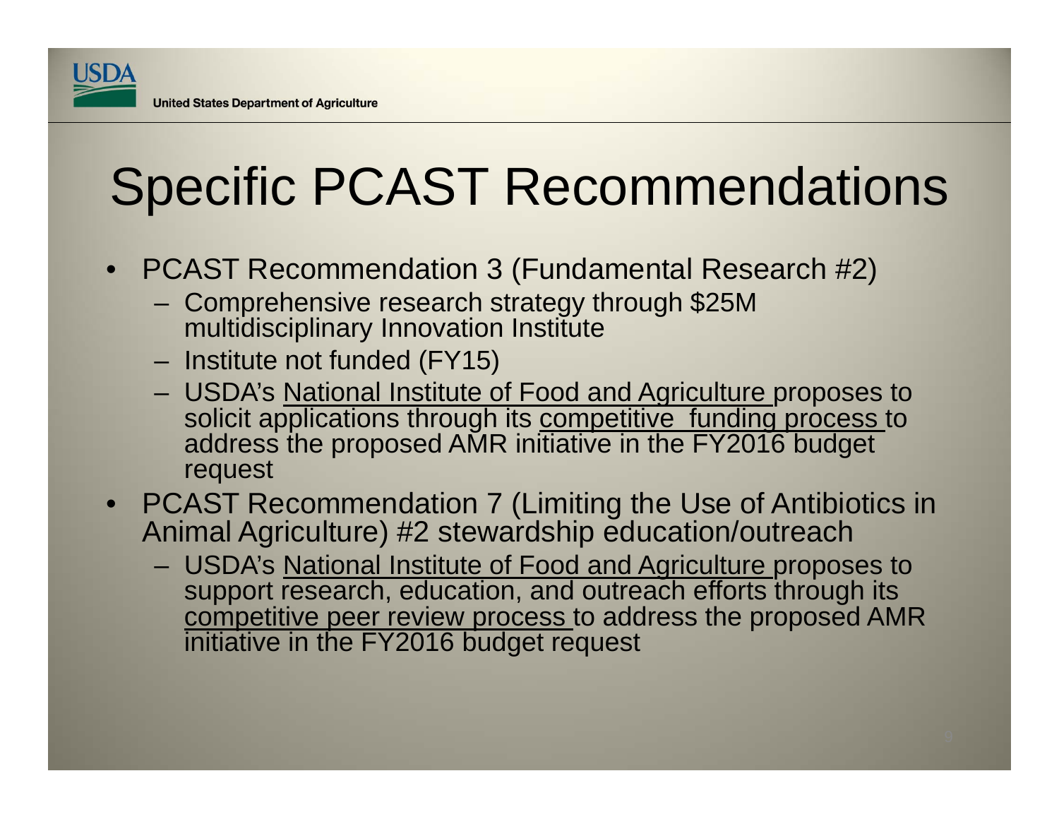# Specific PCAST Recommendations

- PCAST Recommendation 3 (Fundamental Research #2)
  - Comprehensive research strategy through $25M multidisciplinary Innovation Institute
  - Institute not funded (FY15)
  - USDA's National Institute of Food and Agriculture proposes to solicit applications through its competitive funding process to address the proposed AMR initiative in the FY2016 budget request
- PCAST Recommendation 7 (Limiting the Use of Antibiotics in Animal Agriculture) #2 stewardship education/outreach
  - USDA's National Institute of Food and Agriculture proposes to support research, education, and outreach efforts through its competitive peer review process to address the proposed AMR initiative in the FY2016 budget request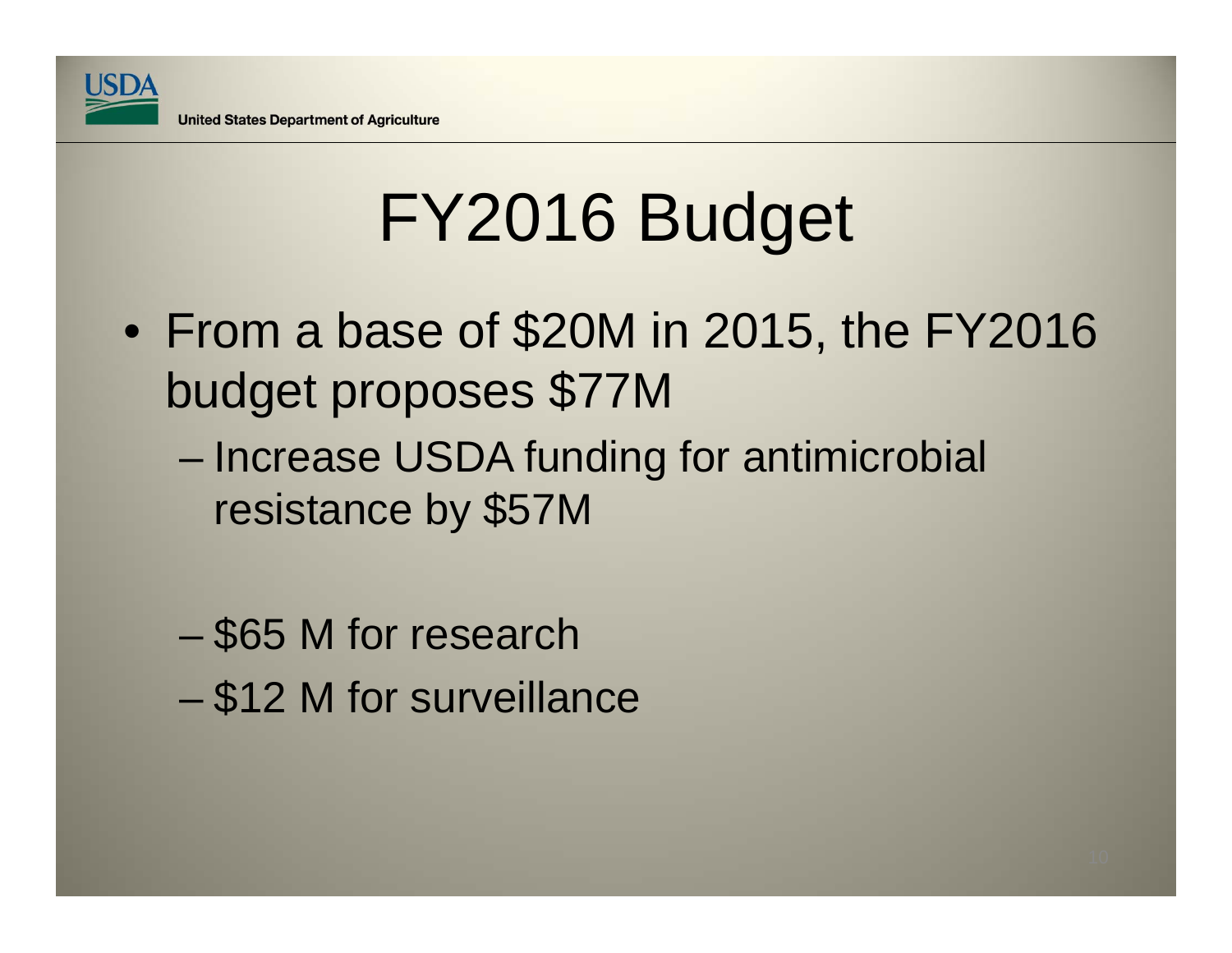# FY2016 Budget

- From a base of $20M in 2015, the FY2016 budget proposes $77M
  - Increase USDA funding for antimicrobial resistance by $57M
  - $65 M for research
  - $12 M for surveillance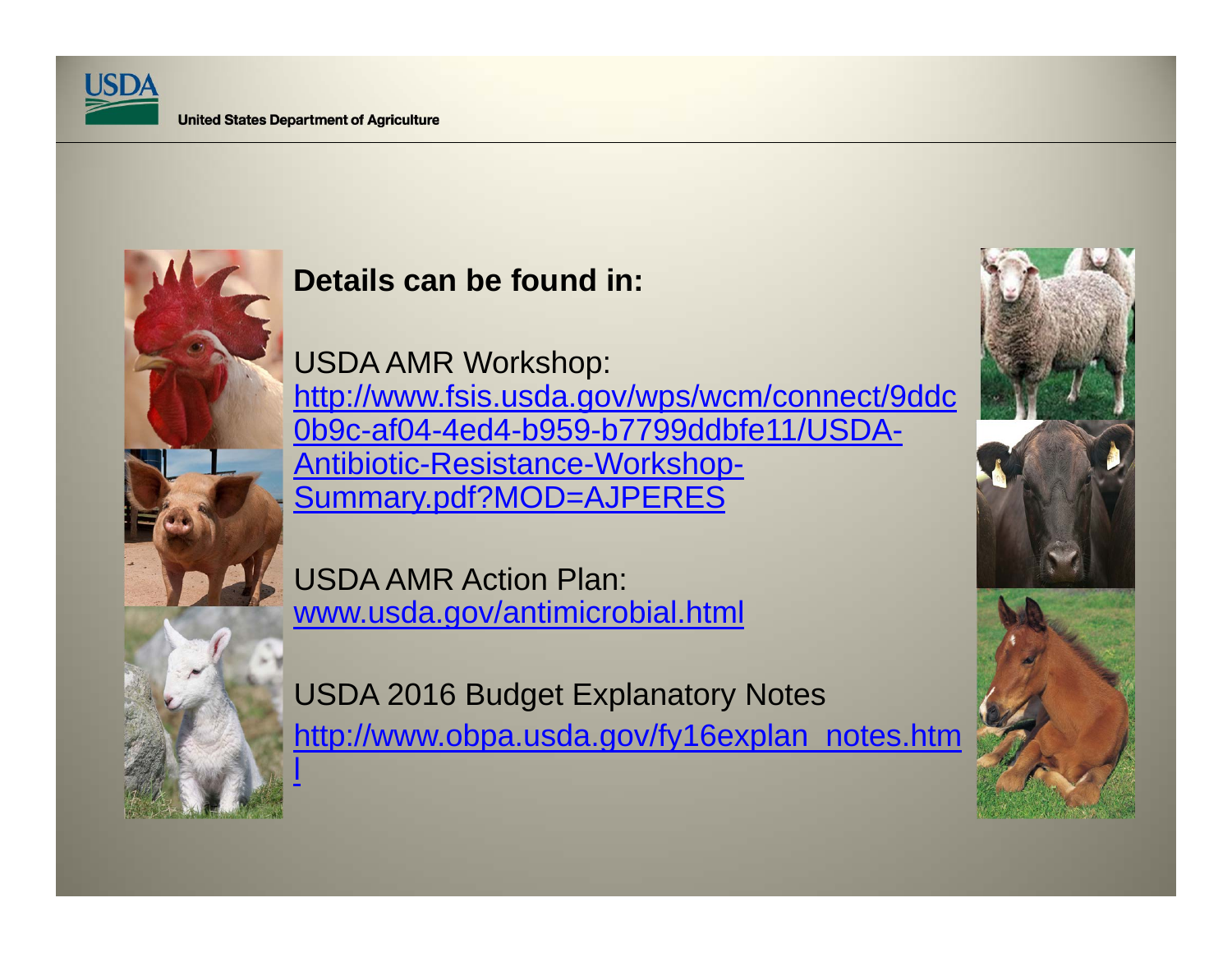**Details can be found in:**

USDA AMR Workshop:
http://www.fsis.usda.gov/wps/wcm/connect/9ddc0b9c-af04-4ed4-b959-b7799ddbfe11/USDA-Antibiotic-Resistance-Workshop-Summary.pdf?MOD=AJPERES

USDA AMR Action Plan:
www.usda.gov/antimicrobial.html

USDA 2016 Budget Explanatory Notes
http://www.obpa.usda.gov/fy16explan_notes.html